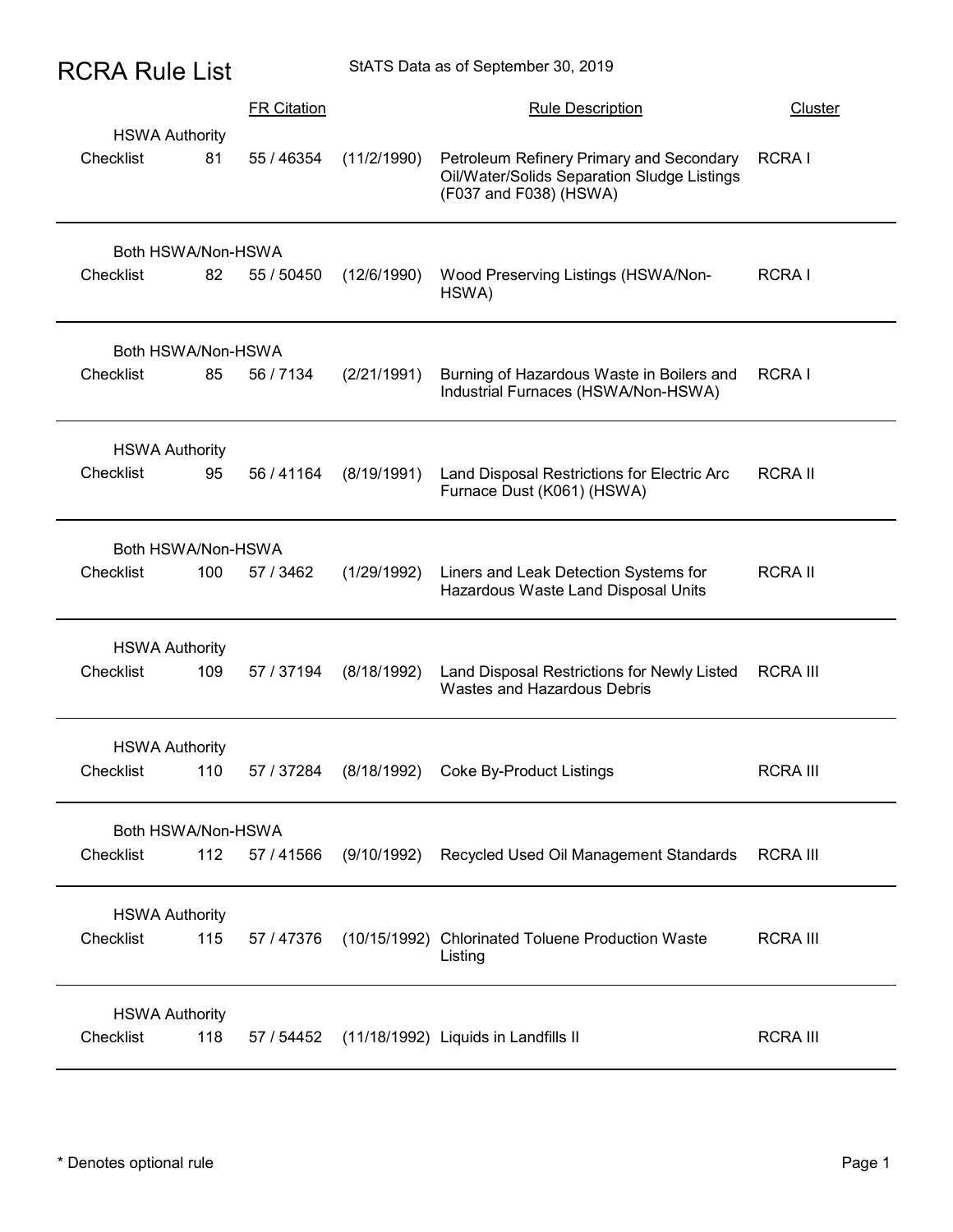# RCRA Rule List

StATS Data as of September 30, 2019

| Authority | | Checklist | FR Citation | Date | Rule Description | Cluster |
|---|---|---|---|---|---|---|
| HSWA Authority | Checklist | 81 | 55 / 46354 | (11/2/1990) | Petroleum Refinery Primary and Secondary Oil/Water/Solids Separation Sludge Listings (F037 and F038) (HSWA) | RCRA I |
| Both HSWA/Non-HSWA | Checklist | 82 | 55 / 50450 | (12/6/1990) | Wood Preserving Listings (HSWA/Non-HSWA) | RCRA I |
| Both HSWA/Non-HSWA | Checklist | 85 | 56 / 7134 | (2/21/1991) | Burning of Hazardous Waste in Boilers and Industrial Furnaces (HSWA/Non-HSWA) | RCRA I |
| HSWA Authority | Checklist | 95 | 56 / 41164 | (8/19/1991) | Land Disposal Restrictions for Electric Arc Furnace Dust (K061) (HSWA) | RCRA II |
| Both HSWA/Non-HSWA | Checklist | 100 | 57 / 3462 | (1/29/1992) | Liners and Leak Detection Systems for Hazardous Waste Land Disposal Units | RCRA II |
| HSWA Authority | Checklist | 109 | 57 / 37194 | (8/18/1992) | Land Disposal Restrictions for Newly Listed Wastes and Hazardous Debris | RCRA III |
| HSWA Authority | Checklist | 110 | 57 / 37284 | (8/18/1992) | Coke By-Product Listings | RCRA III |
| Both HSWA/Non-HSWA | Checklist | 112 | 57 / 41566 | (9/10/1992) | Recycled Used Oil Management Standards | RCRA III |
| HSWA Authority | Checklist | 115 | 57 / 47376 | (10/15/1992) | Chlorinated Toluene Production Waste Listing | RCRA III |
| HSWA Authority | Checklist | 118 | 57 / 54452 | (11/18/1992) | Liquids in Landfills II | RCRA III |

\* Denotes optional rule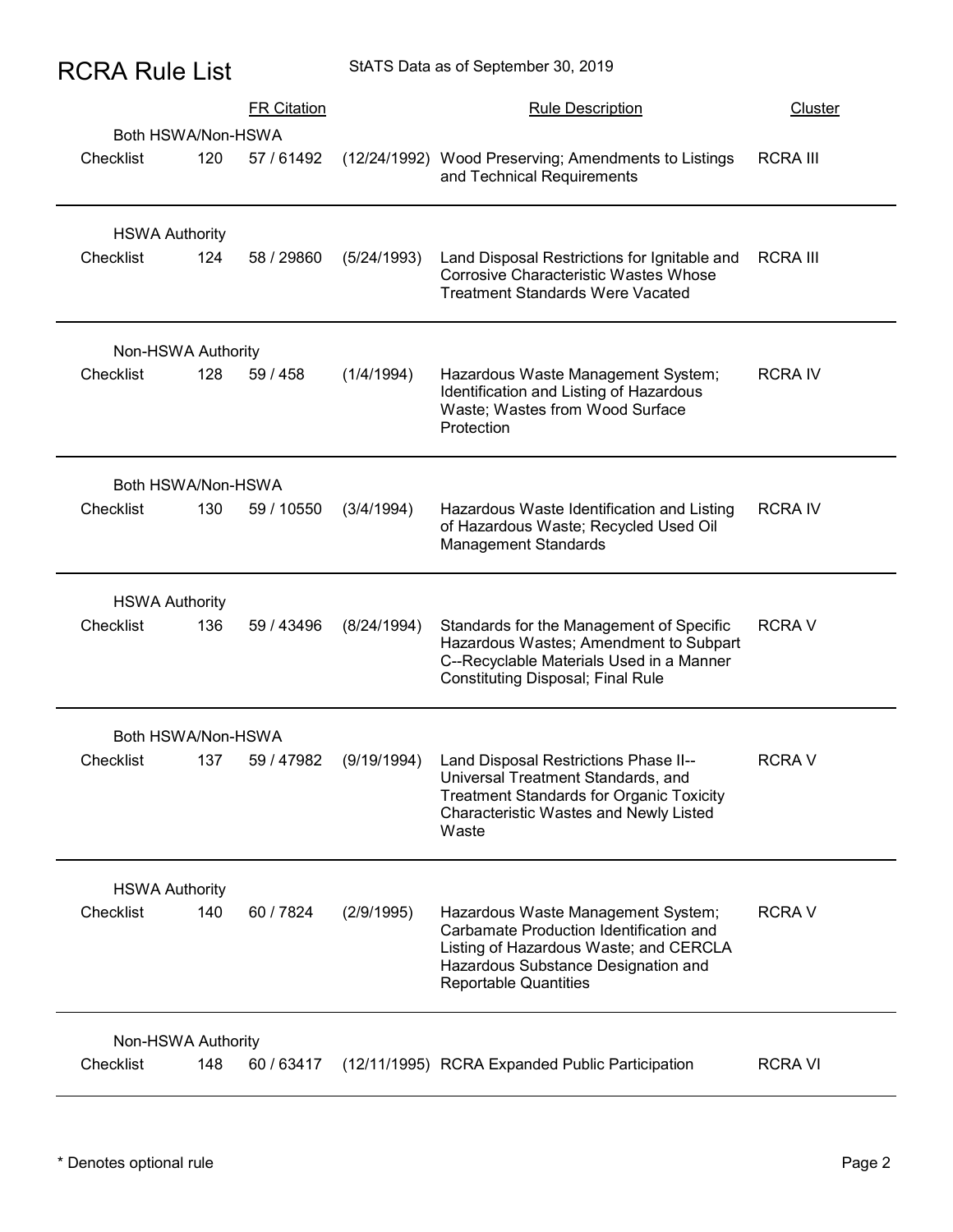# RCRA Rule List

StATS Data as of September 30, 2019

| Authority | | Checklist | FR Citation | Date | Rule Description | Cluster |
|---|---|---|---|---|---|---|
| Both HSWA/Non-HSWA | Checklist | 120 | 57 / 61492 | (12/24/1992) | Wood Preserving; Amendments to Listings and Technical Requirements | RCRA III |
| HSWA Authority | Checklist | 124 | 58 / 29860 | (5/24/1993) | Land Disposal Restrictions for Ignitable and Corrosive Characteristic Wastes Whose Treatment Standards Were Vacated | RCRA III |
| Non-HSWA Authority | Checklist | 128 | 59 / 458 | (1/4/1994) | Hazardous Waste Management System; Identification and Listing of Hazardous Waste; Wastes from Wood Surface Protection | RCRA IV |
| Both HSWA/Non-HSWA | Checklist | 130 | 59 / 10550 | (3/4/1994) | Hazardous Waste Identification and Listing of Hazardous Waste; Recycled Used Oil Management Standards | RCRA IV |
| HSWA Authority | Checklist | 136 | 59 / 43496 | (8/24/1994) | Standards for the Management of Specific Hazardous Wastes; Amendment to Subpart C--Recyclable Materials Used in a Manner Constituting Disposal; Final Rule | RCRA V |
| Both HSWA/Non-HSWA | Checklist | 137 | 59 / 47982 | (9/19/1994) | Land Disposal Restrictions Phase II--Universal Treatment Standards, and Treatment Standards for Organic Toxicity Characteristic Wastes and Newly Listed Waste | RCRA V |
| HSWA Authority | Checklist | 140 | 60 / 7824 | (2/9/1995) | Hazardous Waste Management System; Carbamate Production Identification and Listing of Hazardous Waste; and CERCLA Hazardous Substance Designation and Reportable Quantities | RCRA V |
| Non-HSWA Authority | Checklist | 148 | 60 / 63417 | (12/11/1995) | RCRA Expanded Public Participation | RCRA VI |

\* Denotes optional rule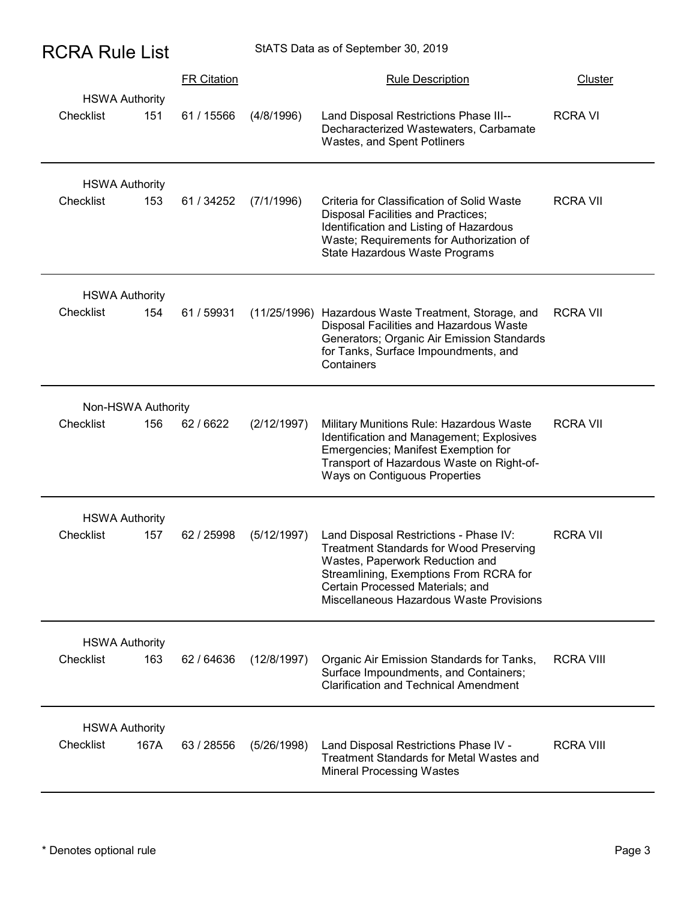# RCRA Rule List

StATS Data as of September 30, 2019

| Authority | | FR Citation | | Rule Description | Cluster |
|---|---|---|---|---|---|
| HSWA Authority | | | | | |
| Checklist | 151 | 61 / 15566 | (4/8/1996) | Land Disposal Restrictions Phase III--Decharacterized Wastewaters, Carbamate Wastes, and Spent Potliners | RCRA VI |
| HSWA Authority | | | | | |
| Checklist | 153 | 61 / 34252 | (7/1/1996) | Criteria for Classification of Solid Waste Disposal Facilities and Practices; Identification and Listing of Hazardous Waste; Requirements for Authorization of State Hazardous Waste Programs | RCRA VII |
| HSWA Authority | | | | | |
| Checklist | 154 | 61 / 59931 | (11/25/1996) | Hazardous Waste Treatment, Storage, and Disposal Facilities and Hazardous Waste Generators; Organic Air Emission Standards for Tanks, Surface Impoundments, and Containers | RCRA VII |
| Non-HSWA Authority | | | | | |
| Checklist | 156 | 62 / 6622 | (2/12/1997) | Military Munitions Rule: Hazardous Waste Identification and Management; Explosives Emergencies; Manifest Exemption for Transport of Hazardous Waste on Right-of-Ways on Contiguous Properties | RCRA VII |
| HSWA Authority | | | | | |
| Checklist | 157 | 62 / 25998 | (5/12/1997) | Land Disposal Restrictions - Phase IV: Treatment Standards for Wood Preserving Wastes, Paperwork Reduction and Streamlining, Exemptions From RCRA for Certain Processed Materials; and Miscellaneous Hazardous Waste Provisions | RCRA VII |
| HSWA Authority | | | | | |
| Checklist | 163 | 62 / 64636 | (12/8/1997) | Organic Air Emission Standards for Tanks, Surface Impoundments, and Containers; Clarification and Technical Amendment | RCRA VIII |
| HSWA Authority | | | | | |
| Checklist | 167A | 63 / 28556 | (5/26/1998) | Land Disposal Restrictions Phase IV - Treatment Standards for Metal Wastes and Mineral Processing Wastes | RCRA VIII |

* Denotes optional rule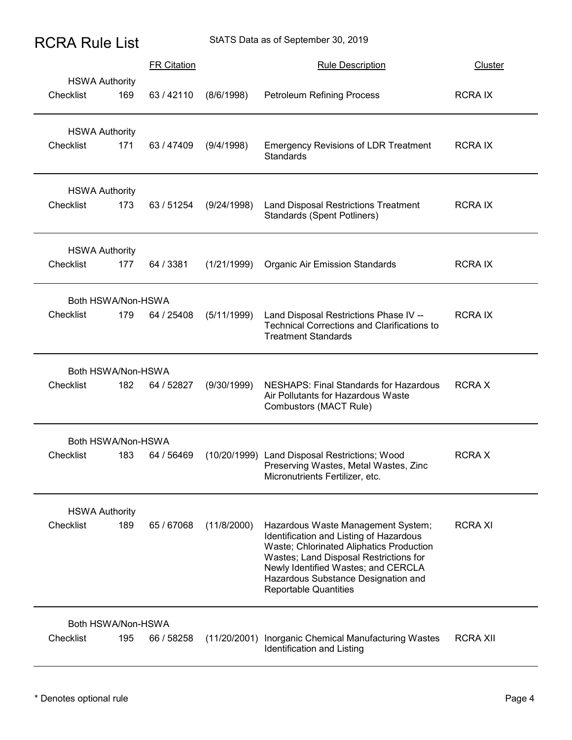# RCRA Rule List

StATS Data as of September 30, 2019

| Authority | | Checklist No. | FR Citation | Date | Rule Description | Cluster |
|---|---|---|---|---|---|---|
| HSWA Authority | Checklist | 169 | 63 / 42110 | (8/6/1998) | Petroleum Refining Process | RCRA IX |
| HSWA Authority | Checklist | 171 | 63 / 47409 | (9/4/1998) | Emergency Revisions of LDR Treatment Standards | RCRA IX |
| HSWA Authority | Checklist | 173 | 63 / 51254 | (9/24/1998) | Land Disposal Restrictions Treatment Standards (Spent Potliners) | RCRA IX |
| HSWA Authority | Checklist | 177 | 64 / 3381 | (1/21/1999) | Organic Air Emission Standards | RCRA IX |
| Both HSWA/Non-HSWA | Checklist | 179 | 64 / 25408 | (5/11/1999) | Land Disposal Restrictions Phase IV -- Technical Corrections and Clarifications to Treatment Standards | RCRA IX |
| Both HSWA/Non-HSWA | Checklist | 182 | 64 / 52827 | (9/30/1999) | NESHAPS: Final Standards for Hazardous Air Pollutants for Hazardous Waste Combustors (MACT Rule) | RCRA X |
| Both HSWA/Non-HSWA | Checklist | 183 | 64 / 56469 | (10/20/1999) | Land Disposal Restrictions; Wood Preserving Wastes, Metal Wastes, Zinc Micronutrients Fertilizer, etc. | RCRA X |
| HSWA Authority | Checklist | 189 | 65 / 67068 | (11/8/2000) | Hazardous Waste Management System; Identification and Listing of Hazardous Waste; Chlorinated Aliphatics Production Wastes; Land Disposal Restrictions for Newly Identified Wastes; and CERCLA Hazardous Substance Designation and Reportable Quantities | RCRA XI |
| Both HSWA/Non-HSWA | Checklist | 195 | 66 / 58258 | (11/20/2001) | Inorganic Chemical Manufacturing Wastes Identification and Listing | RCRA XII |

* Denotes optional rule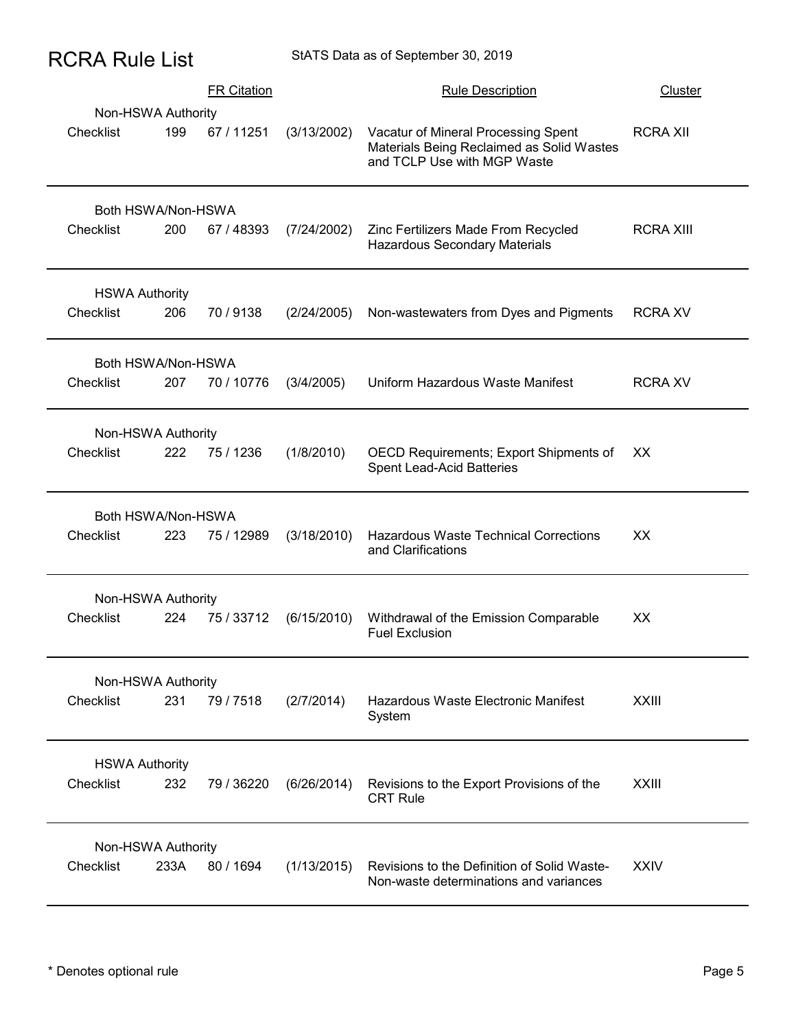# RCRA Rule List

StATS Data as of September 30, 2019

| Authority | Checklist | | FR Citation | | Rule Description | Cluster |
|---|---|---|---|---|---|---|
| Non-HSWA Authority | Checklist | 199 | 67 / 11251 | (3/13/2002) | Vacatur of Mineral Processing Spent Materials Being Reclaimed as Solid Wastes and TCLP Use with MGP Waste | RCRA XII |
| Both HSWA/Non-HSWA | Checklist | 200 | 67 / 48393 | (7/24/2002) | Zinc Fertilizers Made From Recycled Hazardous Secondary Materials | RCRA XIII |
| HSWA Authority | Checklist | 206 | 70 / 9138 | (2/24/2005) | Non-wastewaters from Dyes and Pigments | RCRA XV |
| Both HSWA/Non-HSWA | Checklist | 207 | 70 / 10776 | (3/4/2005) | Uniform Hazardous Waste Manifest | RCRA XV |
| Non-HSWA Authority | Checklist | 222 | 75 / 1236 | (1/8/2010) | OECD Requirements; Export Shipments of Spent Lead-Acid Batteries | XX |
| Both HSWA/Non-HSWA | Checklist | 223 | 75 / 12989 | (3/18/2010) | Hazardous Waste Technical Corrections and Clarifications | XX |
| Non-HSWA Authority | Checklist | 224 | 75 / 33712 | (6/15/2010) | Withdrawal of the Emission Comparable Fuel Exclusion | XX |
| Non-HSWA Authority | Checklist | 231 | 79 / 7518 | (2/7/2014) | Hazardous Waste Electronic Manifest System | XXIII |
| HSWA Authority | Checklist | 232 | 79 / 36220 | (6/26/2014) | Revisions to the Export Provisions of the CRT Rule | XXIII |
| Non-HSWA Authority | Checklist | 233A | 80 / 1694 | (1/13/2015) | Revisions to the Definition of Solid Waste- Non-waste determinations and variances | XXIV |

\* Denotes optional rule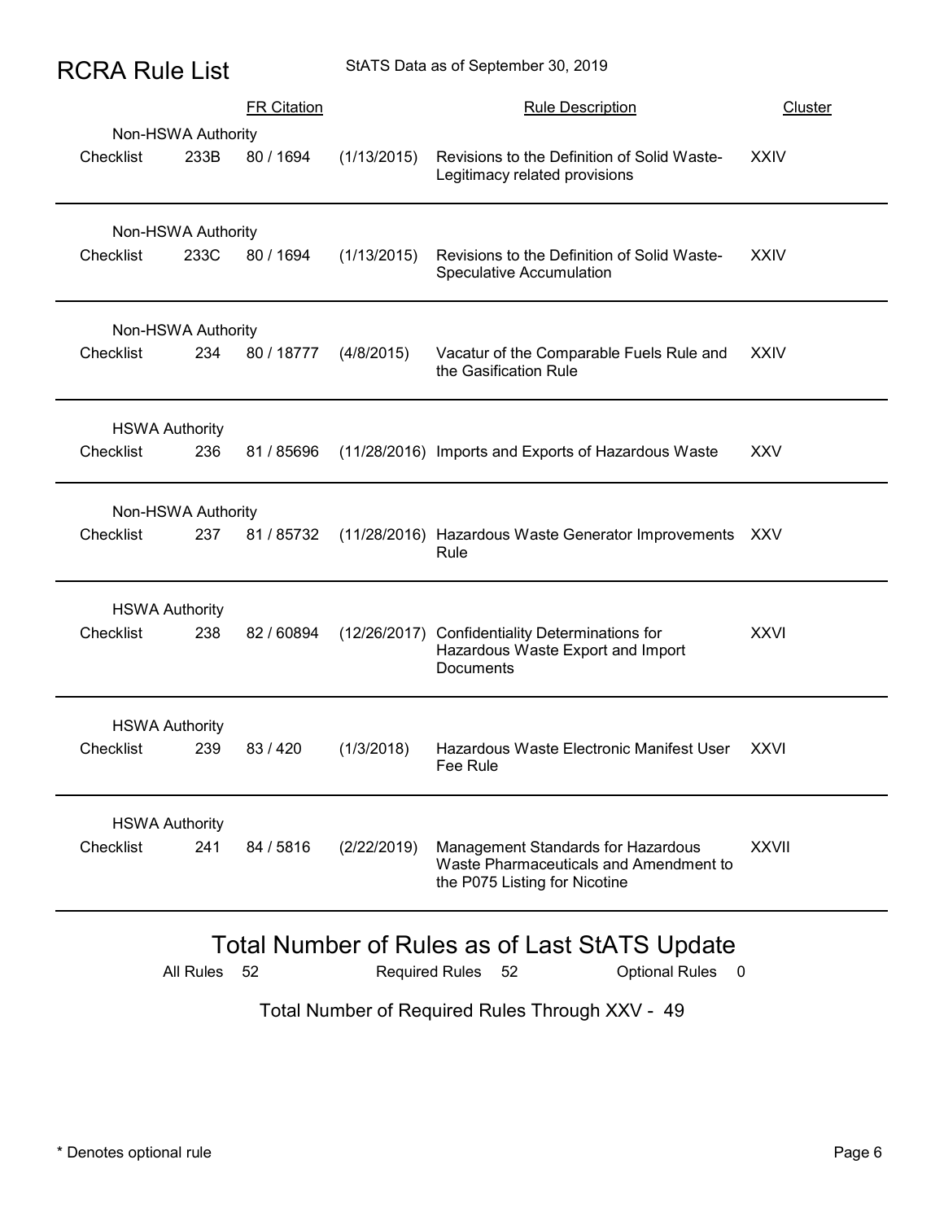# RCRA Rule List

StATS Data as of September 30, 2019

| | | FR Citation | | Rule Description | Cluster |
|---|---|---|---|---|---|
| Non-HSWA Authority | | | | | |
| Checklist | 233B | 80 / 1694 | (1/13/2015) | Revisions to the Definition of Solid Waste-Legitimacy related provisions | XXIV |
| Non-HSWA Authority | | | | | |
| Checklist | 233C | 80 / 1694 | (1/13/2015) | Revisions to the Definition of Solid Waste-Speculative Accumulation | XXIV |
| Non-HSWA Authority | | | | | |
| Checklist | 234 | 80 / 18777 | (4/8/2015) | Vacatur of the Comparable Fuels Rule and the Gasification Rule | XXIV |
| HSWA Authority | | | | | |
| Checklist | 236 | 81 / 85696 | (11/28/2016) | Imports and Exports of Hazardous Waste | XXV |
| Non-HSWA Authority | | | | | |
| Checklist | 237 | 81 / 85732 | (11/28/2016) | Hazardous Waste Generator Improvements Rule | XXV |
| HSWA Authority | | | | | |
| Checklist | 238 | 82 / 60894 | (12/26/2017) | Confidentiality Determinations for Hazardous Waste Export and Import Documents | XXVI |
| HSWA Authority | | | | | |
| Checklist | 239 | 83 / 420 | (1/3/2018) | Hazardous Waste Electronic Manifest User Fee Rule | XXVI |
| HSWA Authority | | | | | |
| Checklist | 241 | 84 / 5816 | (2/22/2019) | Management Standards for Hazardous Waste Pharmaceuticals and Amendment to the P075 Listing for Nicotine | XXVII |

## Total Number of Rules as of Last StATS Update

All Rules 52 Required Rules 52 Optional Rules 0

Total Number of Required Rules Through XXV - 49

\* Denotes optional rule